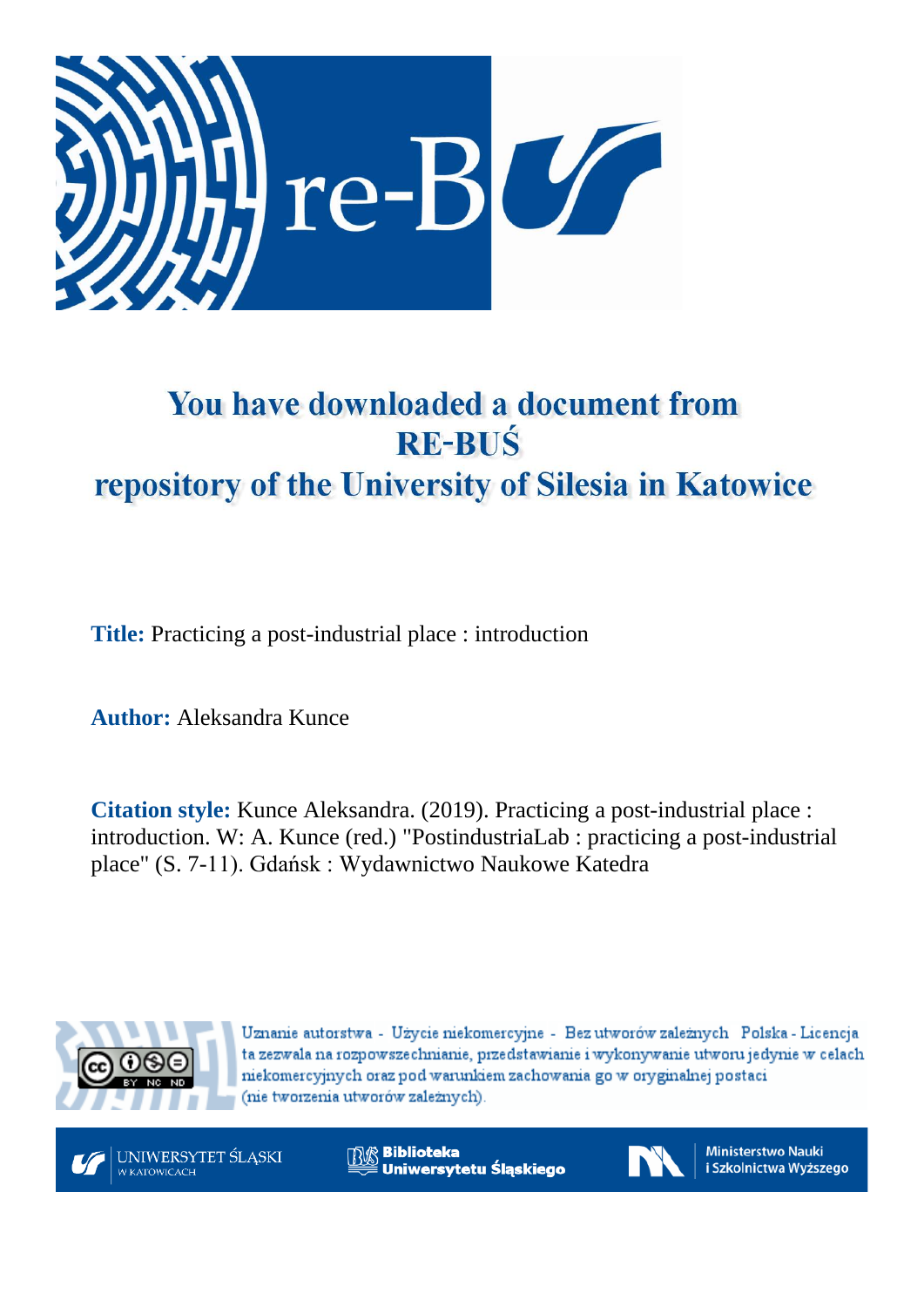# You have downloaded a document from RE-BUŚ repository of the University of Silesia in Katowice

**Title:** Practicing a post-industrial place : introduction

**Author:** Aleksandra Kunce

**Citation style:** Kunce Aleksandra. (2019). Practicing a post-industrial place : introduction. W: A. Kunce (red.) "PostindustriaLab : practicing a post-industrial place" (S. 7-11). Gdańsk : Wydawnictwo Naukowe Katedra

Uznanie autorstwa - Użycie niekomercyjne - Bez utworów zależnych Polska - Licencja ta zezwala na rozpowszechnianie, przedstawianie i wykonywanie utworu jedynie w celach niekomercyjnych oraz pod warunkiem zachowania go w oryginalnej postaci (nie tworzenia utworów zależnych).

UNIWERSYTET ŚLĄSKI W KATOWICACH

Biblioteka Uniwersytetu Śląskiego

Ministerstwo Nauki i Szkolnictwa Wyższego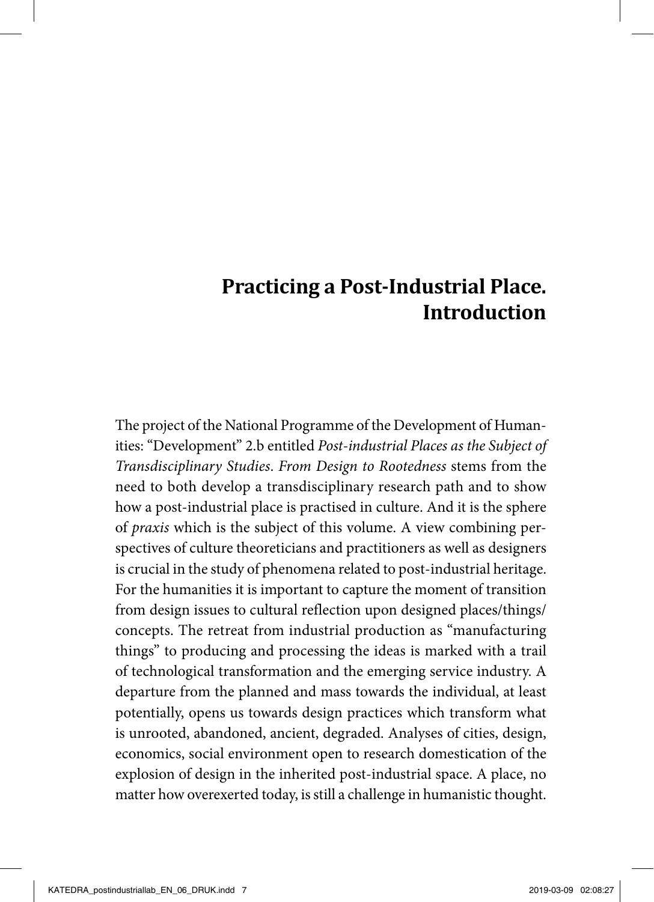# Practicing a Post-Industrial Place. Introduction

The project of the National Programme of the Development of Humanities: "Development" 2.b entitled *Post-industrial Places as the Subject of Transdisciplinary Studies. From Design to Rootedness* stems from the need to both develop a transdisciplinary research path and to show how a post-industrial place is practised in culture. And it is the sphere of *praxis* which is the subject of this volume. A view combining perspectives of culture theoreticians and practitioners as well as designers is crucial in the study of phenomena related to post-industrial heritage. For the humanities it is important to capture the moment of transition from design issues to cultural reflection upon designed places/things/concepts. The retreat from industrial production as "manufacturing things" to producing and processing the ideas is marked with a trail of technological transformation and the emerging service industry. A departure from the planned and mass towards the individual, at least potentially, opens us towards design practices which transform what is unrooted, abandoned, ancient, degraded. Analyses of cities, design, economics, social environment open to research domestication of the explosion of design in the inherited post-industrial space. A place, no matter how overexerted today, is still a challenge in humanistic thought.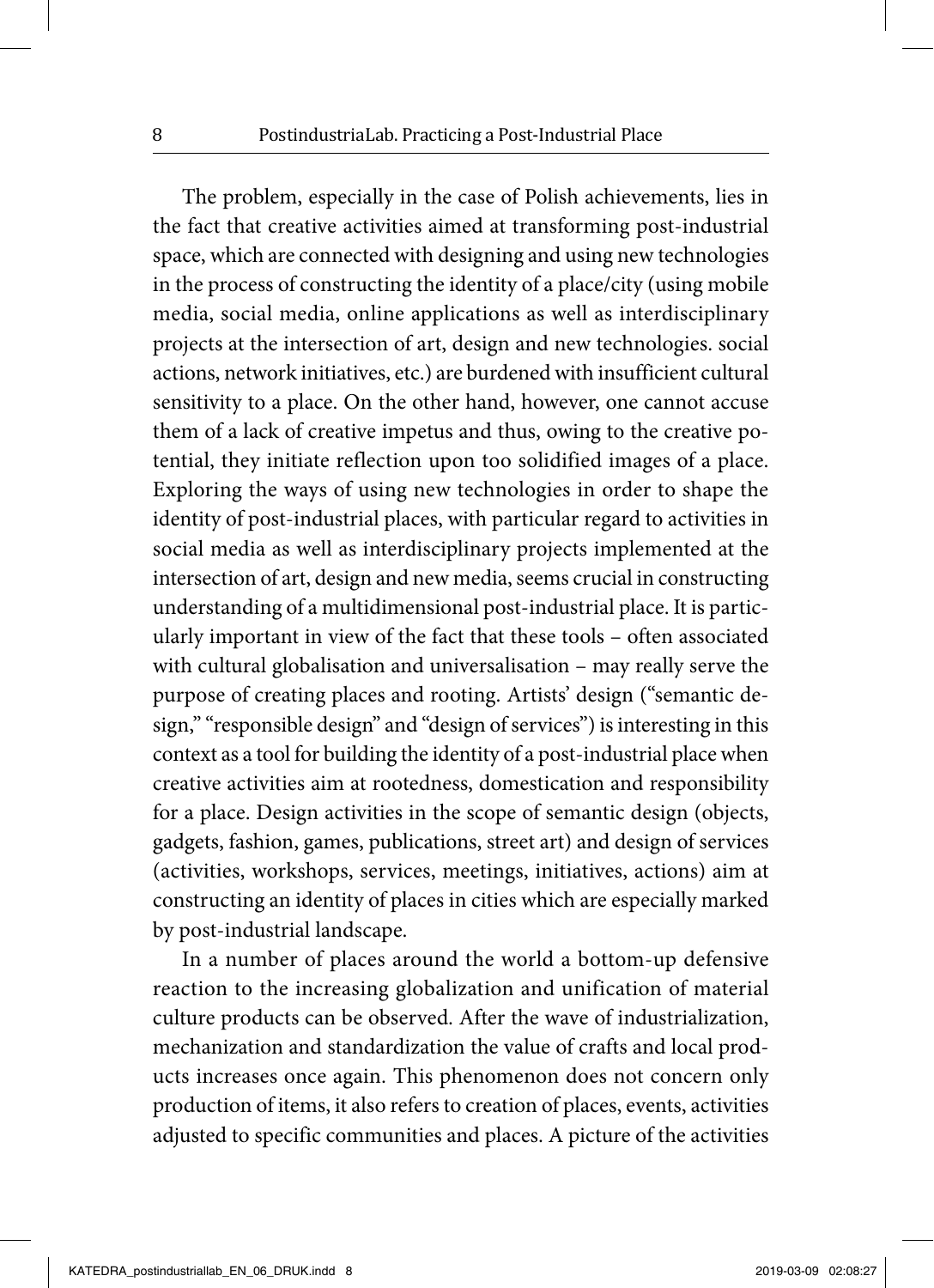The problem, especially in the case of Polish achievements, lies in the fact that creative activities aimed at transforming post-industrial space, which are connected with designing and using new technologies in the process of constructing the identity of a place/city (using mobile media, social media, online applications as well as interdisciplinary projects at the intersection of art, design and new technologies. social actions, network initiatives, etc.) are burdened with insufficient cultural sensitivity to a place. On the other hand, however, one cannot accuse them of a lack of creative impetus and thus, owing to the creative potential, they initiate reflection upon too solidified images of a place. Exploring the ways of using new technologies in order to shape the identity of post-industrial places, with particular regard to activities in social media as well as interdisciplinary projects implemented at the intersection of art, design and new media, seems crucial in constructing understanding of a multidimensional post-industrial place. It is particularly important in view of the fact that these tools – often associated with cultural globalisation and universalisation – may really serve the purpose of creating places and rooting. Artists' design ("semantic design," "responsible design" and "design of services") is interesting in this context as a tool for building the identity of a post-industrial place when creative activities aim at rootedness, domestication and responsibility for a place. Design activities in the scope of semantic design (objects, gadgets, fashion, games, publications, street art) and design of services (activities, workshops, services, meetings, initiatives, actions) aim at constructing an identity of places in cities which are especially marked by post-industrial landscape.

In a number of places around the world a bottom-up defensive reaction to the increasing globalization and unification of material culture products can be observed. After the wave of industrialization, mechanization and standardization the value of crafts and local products increases once again. This phenomenon does not concern only production of items, it also refers to creation of places, events, activities adjusted to specific communities and places. A picture of the activities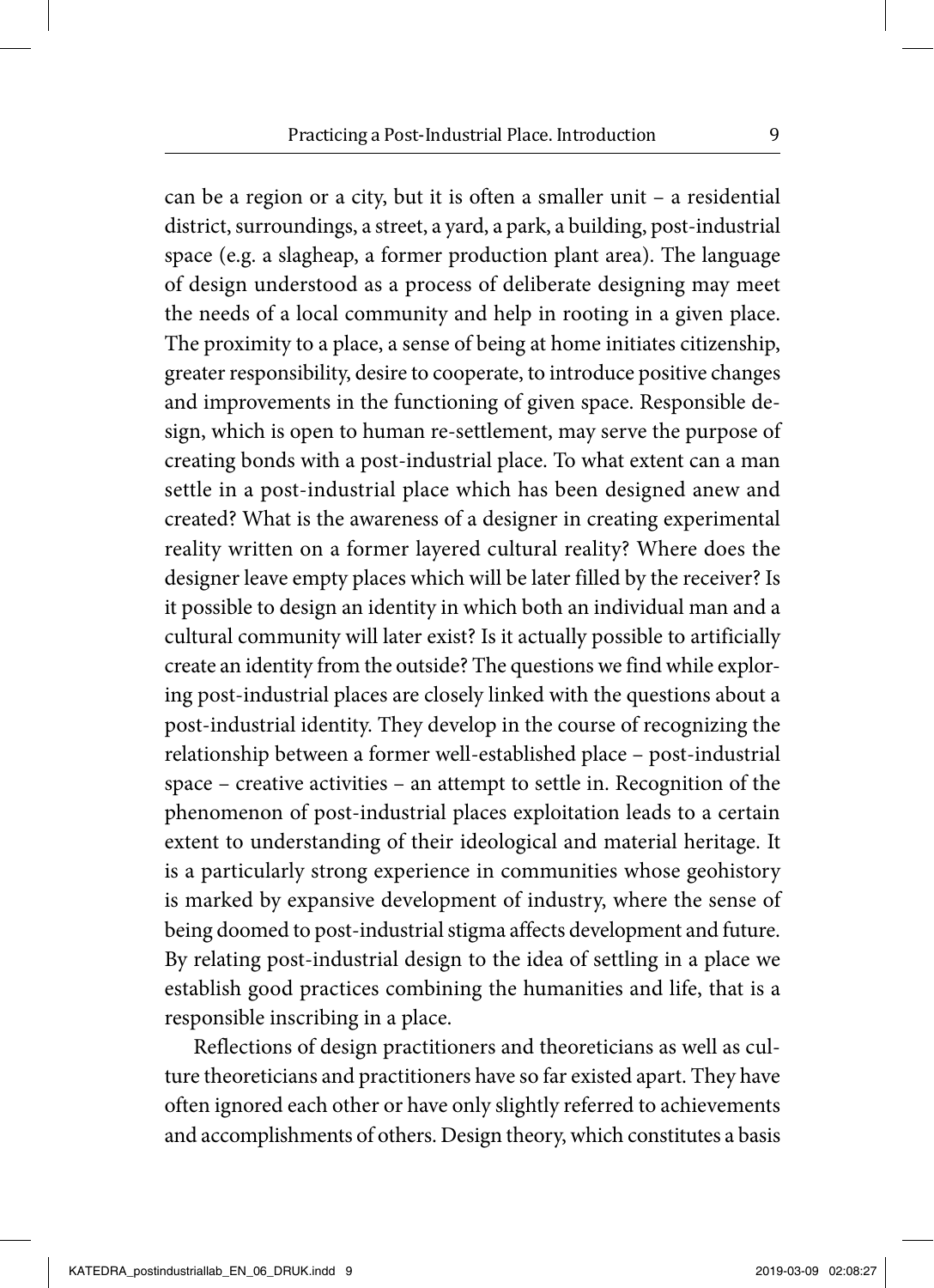can be a region or a city, but it is often a smaller unit – a residential district, surroundings, a street, a yard, a park, a building, post-industrial space (e.g. a slagheap, a former production plant area). The language of design understood as a process of deliberate designing may meet the needs of a local community and help in rooting in a given place. The proximity to a place, a sense of being at home initiates citizenship, greater responsibility, desire to cooperate, to introduce positive changes and improvements in the functioning of given space. Responsible design, which is open to human re-settlement, may serve the purpose of creating bonds with a post-industrial place. To what extent can a man settle in a post-industrial place which has been designed anew and created? What is the awareness of a designer in creating experimental reality written on a former layered cultural reality? Where does the designer leave empty places which will be later filled by the receiver? Is it possible to design an identity in which both an individual man and a cultural community will later exist? Is it actually possible to artificially create an identity from the outside? The questions we find while exploring post-industrial places are closely linked with the questions about a post-industrial identity. They develop in the course of recognizing the relationship between a former well-established place – post-industrial space – creative activities – an attempt to settle in. Recognition of the phenomenon of post-industrial places exploitation leads to a certain extent to understanding of their ideological and material heritage. It is a particularly strong experience in communities whose geohistory is marked by expansive development of industry, where the sense of being doomed to post-industrial stigma affects development and future. By relating post-industrial design to the idea of settling in a place we establish good practices combining the humanities and life, that is a responsible inscribing in a place.

Reflections of design practitioners and theoreticians as well as culture theoreticians and practitioners have so far existed apart. They have often ignored each other or have only slightly referred to achievements and accomplishments of others. Design theory, which constitutes a basis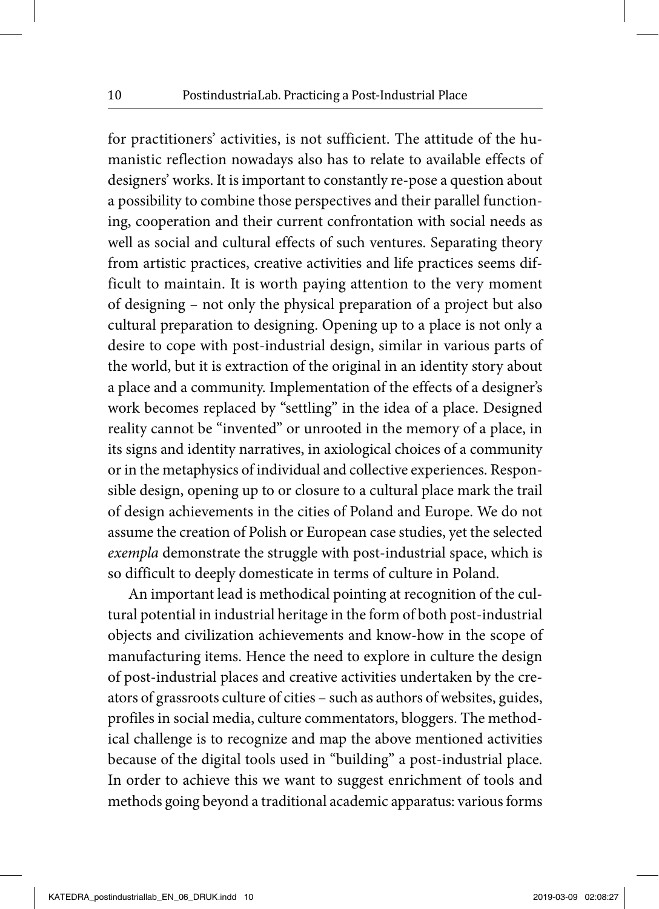for practitioners' activities, is not sufficient. The attitude of the humanistic reflection nowadays also has to relate to available effects of designers' works. It is important to constantly re-pose a question about a possibility to combine those perspectives and their parallel functioning, cooperation and their current confrontation with social needs as well as social and cultural effects of such ventures. Separating theory from artistic practices, creative activities and life practices seems difficult to maintain. It is worth paying attention to the very moment of designing – not only the physical preparation of a project but also cultural preparation to designing. Opening up to a place is not only a desire to cope with post-industrial design, similar in various parts of the world, but it is extraction of the original in an identity story about a place and a community. Implementation of the effects of a designer's work becomes replaced by "settling" in the idea of a place. Designed reality cannot be "invented" or unrooted in the memory of a place, in its signs and identity narratives, in axiological choices of a community or in the metaphysics of individual and collective experiences. Responsible design, opening up to or closure to a cultural place mark the trail of design achievements in the cities of Poland and Europe. We do not assume the creation of Polish or European case studies, yet the selected *exempla* demonstrate the struggle with post-industrial space, which is so difficult to deeply domesticate in terms of culture in Poland.

An important lead is methodical pointing at recognition of the cultural potential in industrial heritage in the form of both post-industrial objects and civilization achievements and know-how in the scope of manufacturing items. Hence the need to explore in culture the design of post-industrial places and creative activities undertaken by the creators of grassroots culture of cities – such as authors of websites, guides, profiles in social media, culture commentators, bloggers. The methodical challenge is to recognize and map the above mentioned activities because of the digital tools used in "building" a post-industrial place. In order to achieve this we want to suggest enrichment of tools and methods going beyond a traditional academic apparatus: various forms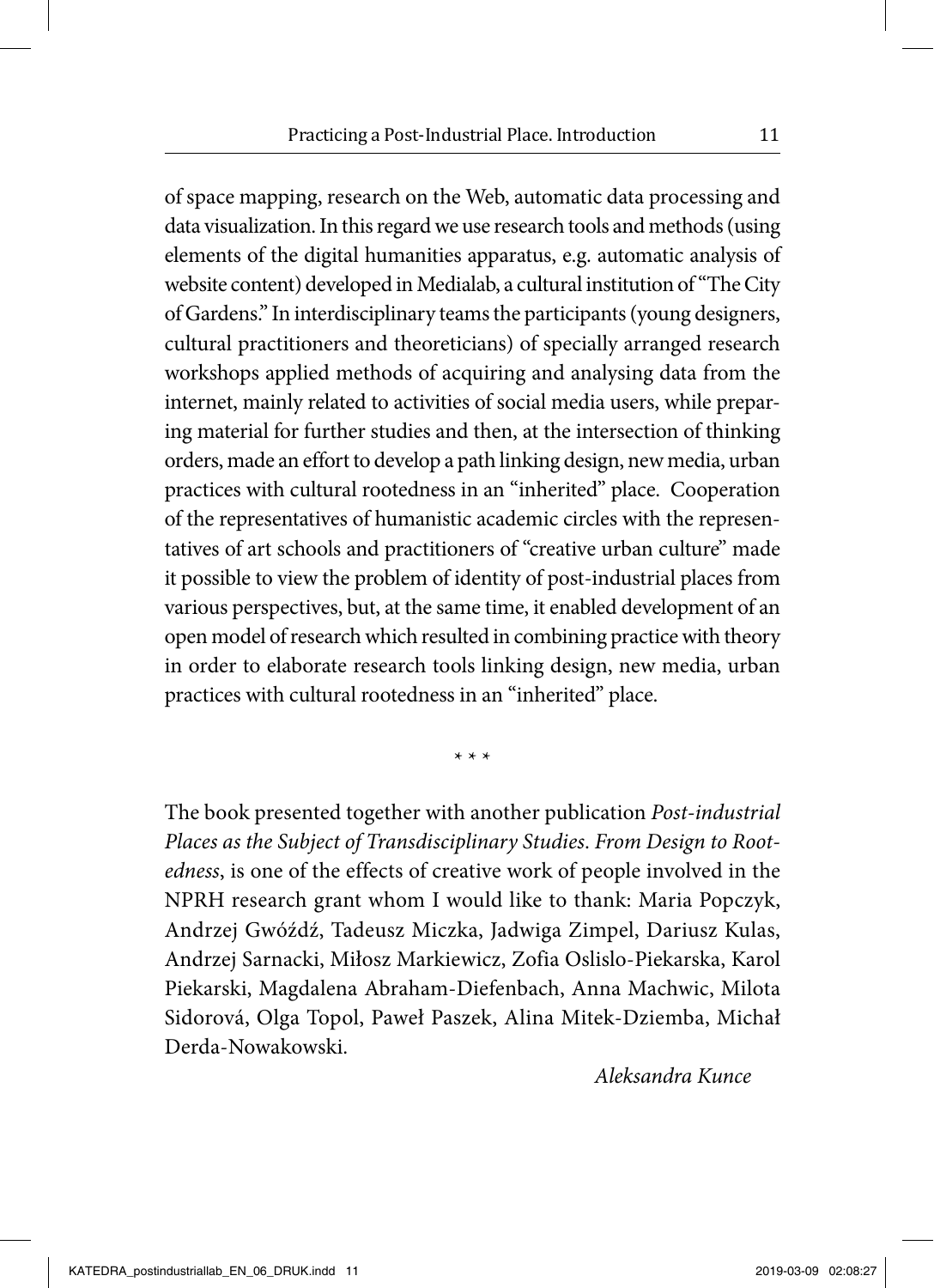of space mapping, research on the Web, automatic data processing and data visualization. In this regard we use research tools and methods (using elements of the digital humanities apparatus, e.g. automatic analysis of website content) developed in Medialab, a cultural institution of "The City of Gardens." In interdisciplinary teams the participants (young designers, cultural practitioners and theoreticians) of specially arranged research workshops applied methods of acquiring and analysing data from the internet, mainly related to activities of social media users, while preparing material for further studies and then, at the intersection of thinking orders, made an effort to develop a path linking design, new media, urban practices with cultural rootedness in an "inherited" place. Cooperation of the representatives of humanistic academic circles with the representatives of art schools and practitioners of "creative urban culture" made it possible to view the problem of identity of post-industrial places from various perspectives, but, at the same time, it enabled development of an open model of research which resulted in combining practice with theory in order to elaborate research tools linking design, new media, urban practices with cultural rootedness in an "inherited" place.

\* \* \*

The book presented together with another publication *Post-industrial Places as the Subject of Transdisciplinary Studies. From Design to Rootedness*, is one of the effects of creative work of people involved in the NPRH research grant whom I would like to thank: Maria Popczyk, Andrzej Gwóźdź, Tadeusz Miczka, Jadwiga Zimpel, Dariusz Kulas, Andrzej Sarnacki, Miłosz Markiewicz, Zofia Oslislo-Piekarska, Karol Piekarski, Magdalena Abraham-Diefenbach, Anna Machwic, Milota Sidorová, Olga Topol, Paweł Paszek, Alina Mitek-Dziemba, Michał Derda-Nowakowski.

*Aleksandra Kunce*